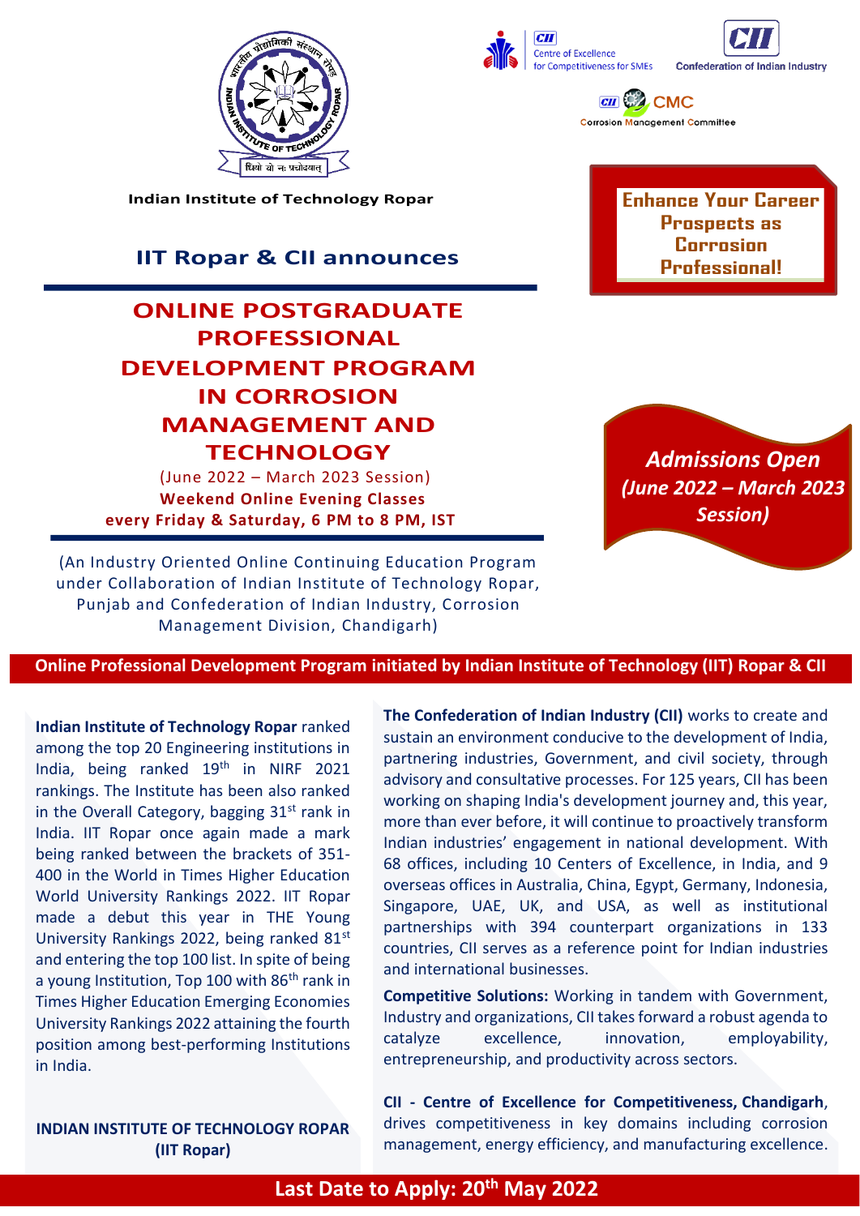CII Centre of Excellence for Competitiveness for SMEs

CII Confederation of Indian Industry

CII CMC Corrosion Management Committee

Indian Institute of Technology Ropar

**Enhance Your Career Prospects as Corrosion Professional!**

## IIT Ropar & CII announces

# ONLINE POSTGRADUATE PROFESSIONAL DEVELOPMENT PROGRAM IN CORROSION MANAGEMENT AND TECHNOLOGY

(June 2022 – March 2023 Session)

**Weekend Online Evening Classes every Friday & Saturday, 6 PM to 8 PM, IST**

*Admissions Open (June 2022 – March 2023 Session)*

(An Industry Oriented Online Continuing Education Program under Collaboration of Indian Institute of Technology Ropar, Punjab and Confederation of Indian Industry, Corrosion Management Division, Chandigarh)

**Online Professional Development Program initiated by Indian Institute of Technology (IIT) Ropar & CII**

**Indian Institute of Technology Ropar** ranked among the top 20 Engineering institutions in India, being ranked 19th in NIRF 2021 rankings. The Institute has been also ranked in the Overall Category, bagging 31st rank in India. IIT Ropar once again made a mark being ranked between the brackets of 351-400 in the World in Times Higher Education World University Rankings 2022. IIT Ropar made a debut this year in THE Young University Rankings 2022, being ranked 81st and entering the top 100 list. In spite of being a young Institution, Top 100 with 86th rank in Times Higher Education Emerging Economies University Rankings 2022 attaining the fourth position among best-performing Institutions in India.

**INDIAN INSTITUTE OF TECHNOLOGY ROPAR (IIT Ropar)**

**The Confederation of Indian Industry (CII)** works to create and sustain an environment conducive to the development of India, partnering industries, Government, and civil society, through advisory and consultative processes. For 125 years, CII has been working on shaping India's development journey and, this year, more than ever before, it will continue to proactively transform Indian industries' engagement in national development. With 68 offices, including 10 Centers of Excellence, in India, and 9 overseas offices in Australia, China, Egypt, Germany, Indonesia, Singapore, UAE, UK, and USA, as well as institutional partnerships with 394 counterpart organizations in 133 countries, CII serves as a reference point for Indian industries and international businesses.

**Competitive Solutions:** Working in tandem with Government, Industry and organizations, CII takes forward a robust agenda to catalyze excellence, innovation, employability, entrepreneurship, and productivity across sectors.

**CII - Centre of Excellence for Competitiveness, Chandigarh**, drives competitiveness in key domains including corrosion management, energy efficiency, and manufacturing excellence.

**Last Date to Apply: 20th May 2022**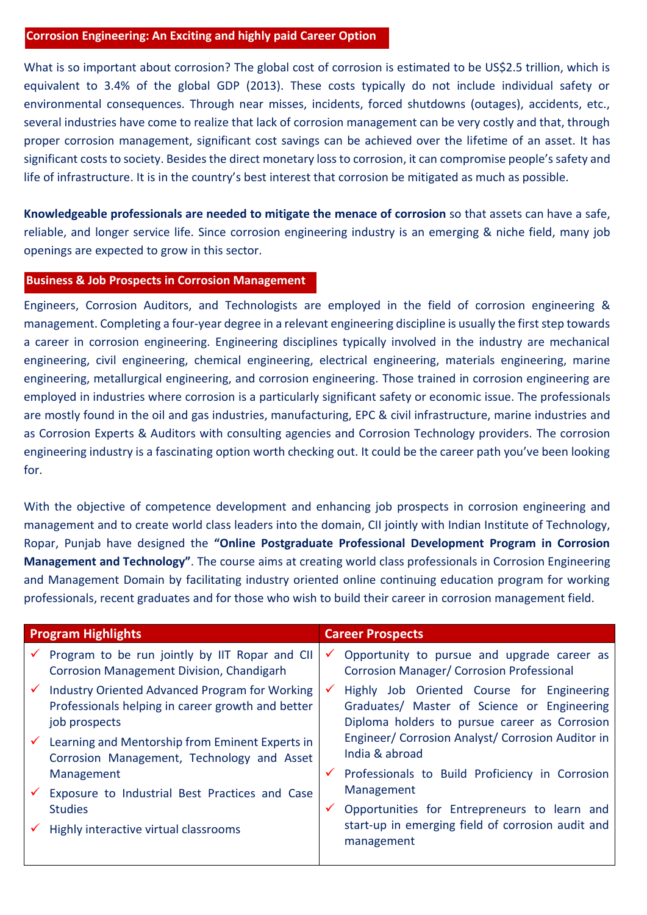## Corrosion Engineering: An Exciting and highly paid Career Option

What is so important about corrosion? The global cost of corrosion is estimated to be US$2.5 trillion, which is equivalent to 3.4% of the global GDP (2013). These costs typically do not include individual safety or environmental consequences. Through near misses, incidents, forced shutdowns (outages), accidents, etc., several industries have come to realize that lack of corrosion management can be very costly and that, through proper corrosion management, significant cost savings can be achieved over the lifetime of an asset. It has significant costs to society. Besides the direct monetary loss to corrosion, it can compromise people's safety and life of infrastructure. It is in the country's best interest that corrosion be mitigated as much as possible.

**Knowledgeable professionals are needed to mitigate the menace of corrosion** so that assets can have a safe, reliable, and longer service life. Since corrosion engineering industry is an emerging & niche field, many job openings are expected to grow in this sector.

## Business & Job Prospects in Corrosion Management

Engineers, Corrosion Auditors, and Technologists are employed in the field of corrosion engineering & management. Completing a four-year degree in a relevant engineering discipline is usually the first step towards a career in corrosion engineering. Engineering disciplines typically involved in the industry are mechanical engineering, civil engineering, chemical engineering, electrical engineering, materials engineering, marine engineering, metallurgical engineering, and corrosion engineering. Those trained in corrosion engineering are employed in industries where corrosion is a particularly significant safety or economic issue. The professionals are mostly found in the oil and gas industries, manufacturing, EPC & civil infrastructure, marine industries and as Corrosion Experts & Auditors with consulting agencies and Corrosion Technology providers. The corrosion engineering industry is a fascinating option worth checking out. It could be the career path you've been looking for.

With the objective of competence development and enhancing job prospects in corrosion engineering and management and to create world class leaders into the domain, CII jointly with Indian Institute of Technology, Ropar, Punjab have designed the **"Online Postgraduate Professional Development Program in Corrosion Management and Technology"**. The course aims at creating world class professionals in Corrosion Engineering and Management Domain by facilitating industry oriented online continuing education program for working professionals, recent graduates and for those who wish to build their career in corrosion management field.

| Program Highlights | Career Prospects |
|---|---|
| ✓ Program to be run jointly by IIT Ropar and CII Corrosion Management Division, Chandigarh<br>✓ Industry Oriented Advanced Program for Working Professionals helping in career growth and better job prospects<br>✓ Learning and Mentorship from Eminent Experts in Corrosion Management, Technology and Asset Management<br>✓ Exposure to Industrial Best Practices and Case Studies<br>✓ Highly interactive virtual classrooms | ✓ Opportunity to pursue and upgrade career as Corrosion Manager/ Corrosion Professional<br>✓ Highly Job Oriented Course for Engineering Graduates/ Master of Science or Engineering Diploma holders to pursue career as Corrosion Engineer/ Corrosion Analyst/ Corrosion Auditor in India & abroad<br>✓ Professionals to Build Proficiency in Corrosion Management<br>✓ Opportunities for Entrepreneurs to learn and start-up in emerging field of corrosion audit and management |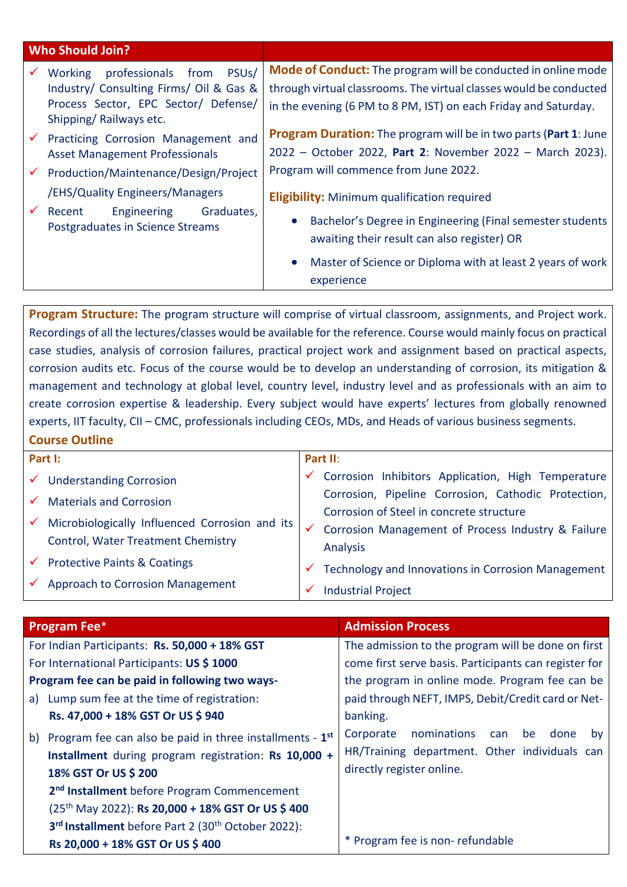## Who Should Join?

- ✓ Working professionals from PSUs/ Industry/ Consulting Firms/ Oil & Gas & Process Sector, EPC Sector/ Defense/ Shipping/ Railways etc.
- ✓ Practicing Corrosion Management and Asset Management Professionals
- ✓ Production/Maintenance/Design/Project /EHS/Quality Engineers/Managers
- ✓ Recent Engineering Graduates, Postgraduates in Science Streams

**Mode of Conduct:** The program will be conducted in online mode through virtual classrooms. The virtual classes would be conducted in the evening (6 PM to 8 PM, IST) on each Friday and Saturday.

**Program Duration:** The program will be in two parts (**Part 1**: June 2022 – October 2022, **Part 2**: November 2022 – March 2023). Program will commence from June 2022.

**Eligibility:** Minimum qualification required

- Bachelor's Degree in Engineering (Final semester students awaiting their result can also register) OR
- Master of Science or Diploma with at least 2 years of work experience

**Program Structure:** The program structure will comprise of virtual classroom, assignments, and Project work. Recordings of all the lectures/classes would be available for the reference. Course would mainly focus on practical case studies, analysis of corrosion failures, practical project work and assignment based on practical aspects, corrosion audits etc. Focus of the course would be to develop an understanding of corrosion, its mitigation & management and technology at global level, country level, industry level and as professionals with an aim to create corrosion expertise & leadership. Every subject would have experts' lectures from globally renowned experts, IIT faculty, CII – CMC, professionals including CEOs, MDs, and Heads of various business segments.

### Course Outline

**Part I:**

- ✓ Understanding Corrosion
- ✓ Materials and Corrosion
- ✓ Microbiologically Influenced Corrosion and its Control, Water Treatment Chemistry
- ✓ Protective Paints & Coatings
- ✓ Approach to Corrosion Management

**Part II:**

- ✓ Corrosion Inhibitors Application, High Temperature Corrosion, Pipeline Corrosion, Cathodic Protection, Corrosion of Steel in concrete structure
- ✓ Corrosion Management of Process Industry & Failure Analysis
- ✓ Technology and Innovations in Corrosion Management
- ✓ Industrial Project

## Program Fee*

For Indian Participants: **Rs. 50,000 + 18% GST**
For International Participants: **US $ 1000**
**Program fee can be paid in following two ways-**

a) Lump sum fee at the time of registration: **Rs. 47,000 + 18% GST Or US $ 940**

b) Program fee can also be paid in three installments - **1st Installment** during program registration: **Rs 10,000 + 18% GST Or US $ 200**
**2nd Installment** before Program Commencement (25th May 2022): **Rs 20,000 + 18% GST Or US $ 400**
**3rd Installment** before Part 2 (30th October 2022): **Rs 20,000 + 18% GST Or US $ 400**

## Admission Process

The admission to the program will be done on first come first serve basis. Participants can register for the program in online mode. Program fee can be paid through NEFT, IMPS, Debit/Credit card or Net-banking.

Corporate nominations can be done by HR/Training department. Other individuals can directly register online.

\* Program fee is non- refundable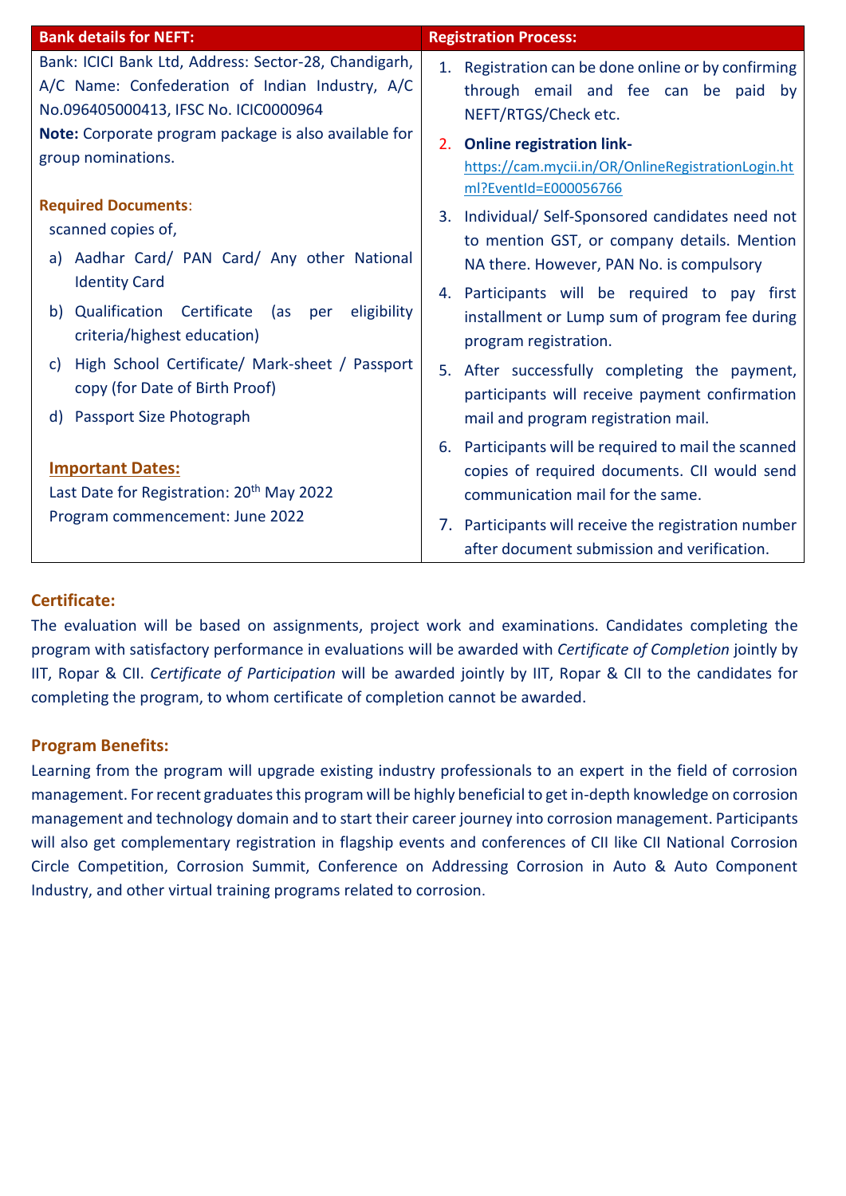## Bank details for NEFT:

Bank: ICICI Bank Ltd, Address: Sector-28, Chandigarh, A/C Name: Confederation of Indian Industry, A/C No.096405000413, IFSC No. ICIC0000964

**Note:** Corporate program package is also available for group nominations.

### Required Documents:

scanned copies of,

a) Aadhar Card/ PAN Card/ Any other National Identity Card
b) Qualification Certificate (as per eligibility criteria/highest education)
c) High School Certificate/ Mark-sheet / Passport copy (for Date of Birth Proof)
d) Passport Size Photograph

### Important Dates:

Last Date for Registration: 20th May 2022
Program commencement: June 2022

## Registration Process:

1. Registration can be done online or by confirming through email and fee can be paid by NEFT/RTGS/Check etc.
2. **Online registration link-** https://cam.mycii.in/OR/OnlineRegistrationLogin.html?EventId=E000056766
3. Individual/ Self-Sponsored candidates need not to mention GST, or company details. Mention NA there. However, PAN No. is compulsory
4. Participants will be required to pay first installment or Lump sum of program fee during program registration.
5. After successfully completing the payment, participants will receive payment confirmation mail and program registration mail.
6. Participants will be required to mail the scanned copies of required documents. CII would send communication mail for the same.
7. Participants will receive the registration number after document submission and verification.

## Certificate:

The evaluation will be based on assignments, project work and examinations. Candidates completing the program with satisfactory performance in evaluations will be awarded with *Certificate of Completion* jointly by IIT, Ropar & CII. *Certificate of Participation* will be awarded jointly by IIT, Ropar & CII to the candidates for completing the program, to whom certificate of completion cannot be awarded.

## Program Benefits:

Learning from the program will upgrade existing industry professionals to an expert in the field of corrosion management. For recent graduates this program will be highly beneficial to get in-depth knowledge on corrosion management and technology domain and to start their career journey into corrosion management. Participants will also get complementary registration in flagship events and conferences of CII like CII National Corrosion Circle Competition, Corrosion Summit, Conference on Addressing Corrosion in Auto & Auto Component Industry, and other virtual training programs related to corrosion.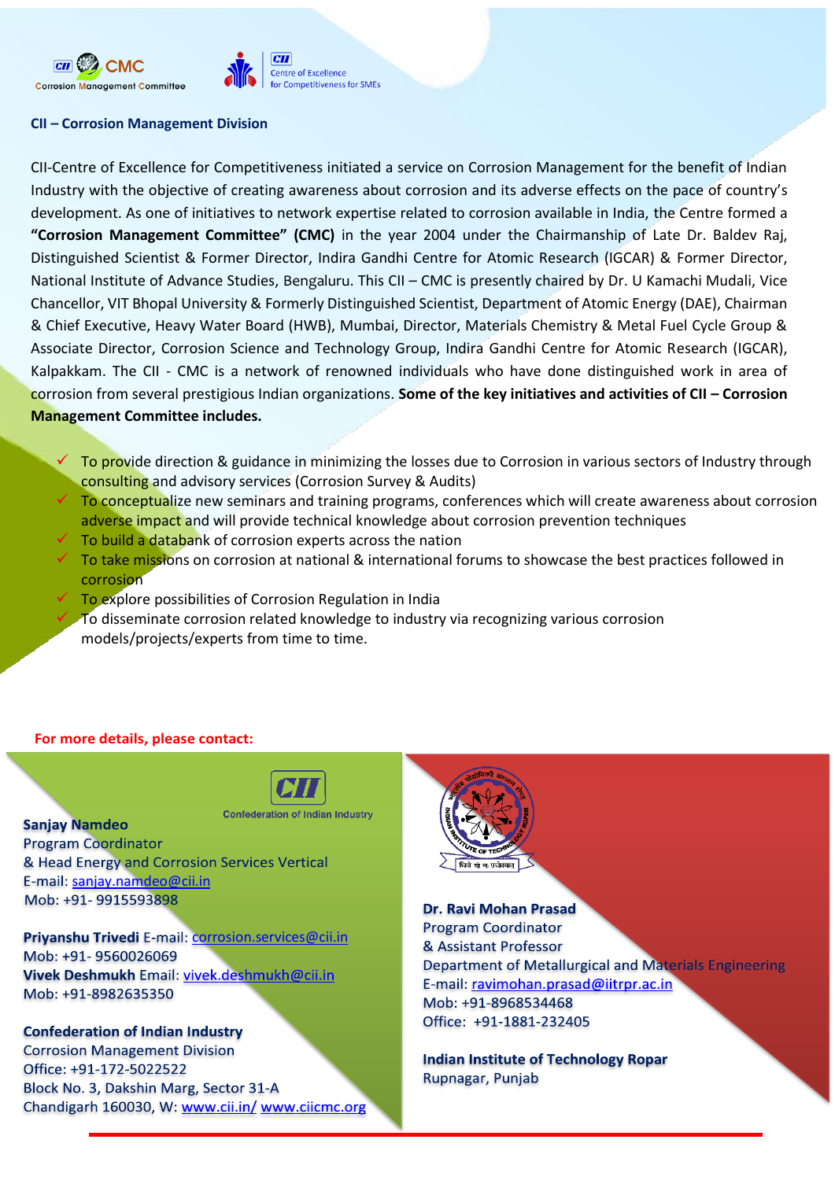CII Corrosion Management Committee (CMC)

CII Centre of Excellence for Competitiveness for SMEs

## CII – Corrosion Management Division

CII-Centre of Excellence for Competitiveness initiated a service on Corrosion Management for the benefit of Indian Industry with the objective of creating awareness about corrosion and its adverse effects on the pace of country's development. As one of initiatives to network expertise related to corrosion available in India, the Centre formed a **"Corrosion Management Committee" (CMC)** in the year 2004 under the Chairmanship of Late Dr. Baldev Raj, Distinguished Scientist & Former Director, Indira Gandhi Centre for Atomic Research (IGCAR) & Former Director, National Institute of Advance Studies, Bengaluru. This CII – CMC is presently chaired by Dr. U Kamachi Mudali, Vice Chancellor, VIT Bhopal University & Formerly Distinguished Scientist, Department of Atomic Energy (DAE), Chairman & Chief Executive, Heavy Water Board (HWB), Mumbai, Director, Materials Chemistry & Metal Fuel Cycle Group & Associate Director, Corrosion Science and Technology Group, Indira Gandhi Centre for Atomic Research (IGCAR), Kalpakkam. The CII - CMC is a network of renowned individuals who have done distinguished work in area of corrosion from several prestigious Indian organizations. **Some of the key initiatives and activities of CII – Corrosion Management Committee includes.**

- ✓ To provide direction & guidance in minimizing the losses due to Corrosion in various sectors of Industry through consulting and advisory services (Corrosion Survey & Audits)
- ✓ To conceptualize new seminars and training programs, conferences which will create awareness about corrosion adverse impact and will provide technical knowledge about corrosion prevention techniques
- ✓ To build a databank of corrosion experts across the nation
- ✓ To take missions on corrosion at national & international forums to showcase the best practices followed in corrosion
- ✓ To explore possibilities of Corrosion Regulation in India
- ✓ To disseminate corrosion related knowledge to industry via recognizing various corrosion models/projects/experts from time to time.

**For more details, please contact:**

CII Confederation of Indian Industry

**Sanjay Namdeo**
Program Coordinator
& Head Energy and Corrosion Services Vertical
E-mail: sanjay.namdeo@cii.in
Mob: +91- 9915593898

**Priyanshu Trivedi** E-mail: corrosion.services@cii.in
Mob: +91- 9560026069
**Vivek Deshmukh** Email: vivek.deshmukh@cii.in
Mob: +91-8982635350

**Confederation of Indian Industry**
Corrosion Management Division
Office: +91-172-5022522
Block No. 3, Dakshin Marg, Sector 31-A
Chandigarh 160030, W: www.cii.in/ www.ciicmc.org

**Dr. Ravi Mohan Prasad**
Program Coordinator
& Assistant Professor
Department of Metallurgical and Materials Engineering
E-mail: ravimohan.prasad@iitrpr.ac.in
Mob: +91-8968534468
Office: +91-1881-232405

**Indian Institute of Technology Ropar**
Rupnagar, Punjab